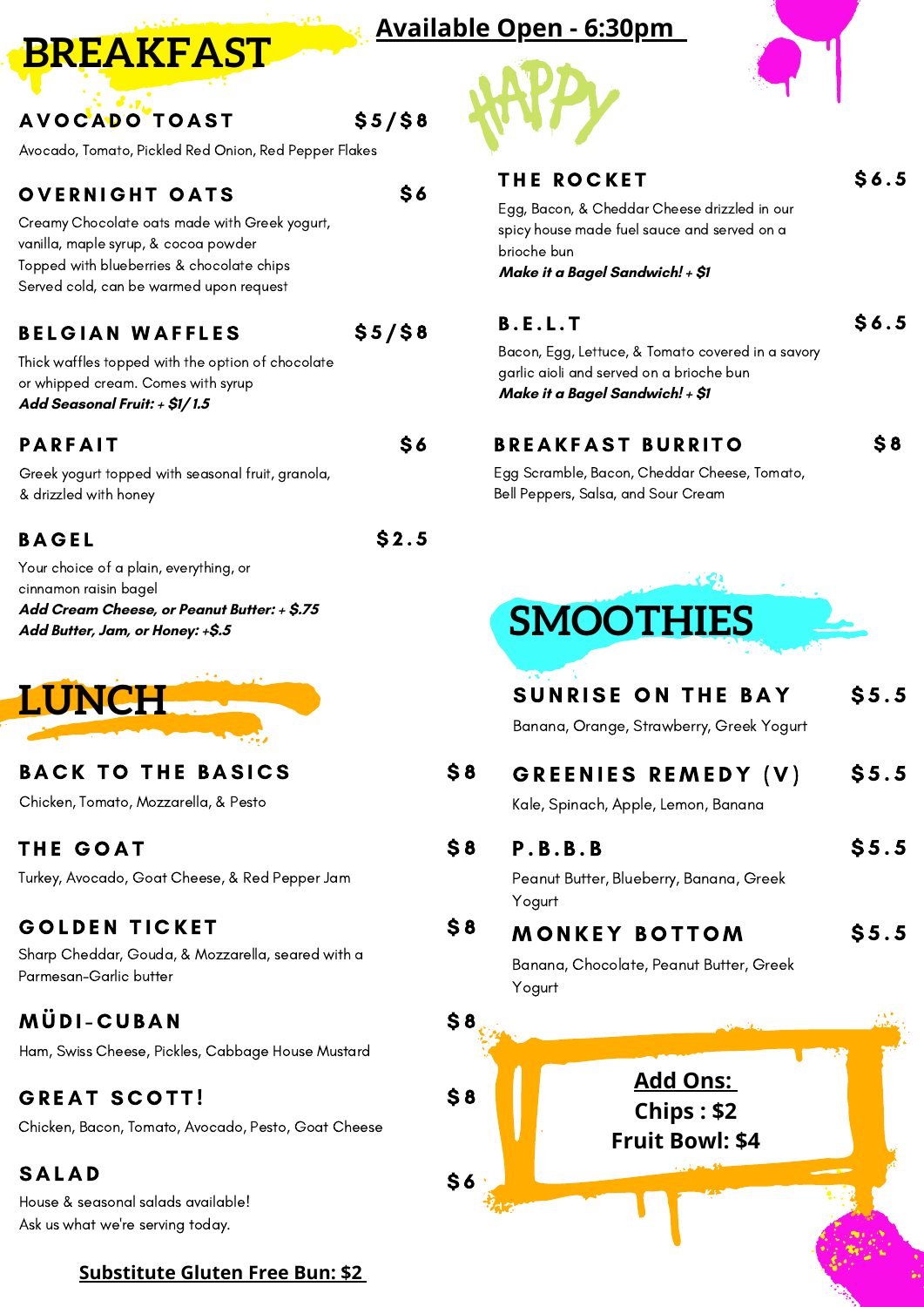# BREAKFAST

**Available Open - 6:30pm**

### AVOCADO TOAST — $5/$8

Avocado, Tomato, Pickled Red Onion, Red Pepper Flakes

### OVERNIGHT OATS — $6

Creamy Chocolate oats made with Greek yogurt, vanilla, maple syrup, & cocoa powder
Topped with blueberries & chocolate chips
Served cold, can be warmed upon request

### BELGIAN WAFFLES — $5/$8

Thick waffles topped with the option of chocolate or whipped cream. Comes with syrup
***Add Seasonal Fruit: + $1/ 1.5***

### PARFAIT — $6

Greek yogurt topped with seasonal fruit, granola, & drizzled with honey

### BAGEL — $2.5

Your choice of a plain, everything, or cinnamon raisin bagel
***Add Cream Cheese, or Peanut Butter: + $.75***
***Add Butter, Jam, or Honey: +$.5***

## HAPPY

### THE ROCKET — $6.5

Egg, Bacon, & Cheddar Cheese drizzled in our spicy house made fuel sauce and served on a brioche bun
***Make it a Bagel Sandwich! + $1***

### B.E.L.T — $6.5

Bacon, Egg, Lettuce, & Tomato covered in a savory garlic aioli and served on a brioche bun
***Make it a Bagel Sandwich! + $1***

### BREAKFAST BURRITO — $8

Egg Scramble, Bacon, Cheddar Cheese, Tomato, Bell Peppers, Salsa, and Sour Cream

# LUNCH

### BACK TO THE BASICS — $8

Chicken, Tomato, Mozzarella, & Pesto

### THE GOAT — $8

Turkey, Avocado, Goat Cheese, & Red Pepper Jam

### GOLDEN TICKET — $8

Sharp Cheddar, Gouda, & Mozzarella, seared with a Parmesan-Garlic butter

### MÜDI-CUBAN — $8

Ham, Swiss Cheese, Pickles, Cabbage House Mustard

### GREAT SCOTT! — $8

Chicken, Bacon, Tomato, Avocado, Pesto, Goat Cheese

### SALAD — $6

House & seasonal salads available!
Ask us what we're serving today.

**Substitute Gluten Free Bun: $2**

# SMOOTHIES

### SUNRISE ON THE BAY — $5.5

Banana, Orange, Strawberry, Greek Yogurt

### GREENIES REMEDY (V) — $5.5

Kale, Spinach, Apple, Lemon, Banana

### P.B.B.B — $5.5

Peanut Butter, Blueberry, Banana, Greek Yogurt

### MONKEY BOTTOM — $5.5

Banana, Chocolate, Peanut Butter, Greek Yogurt

**Add Ons:**
**Chips : $2**
**Fruit Bowl: $4**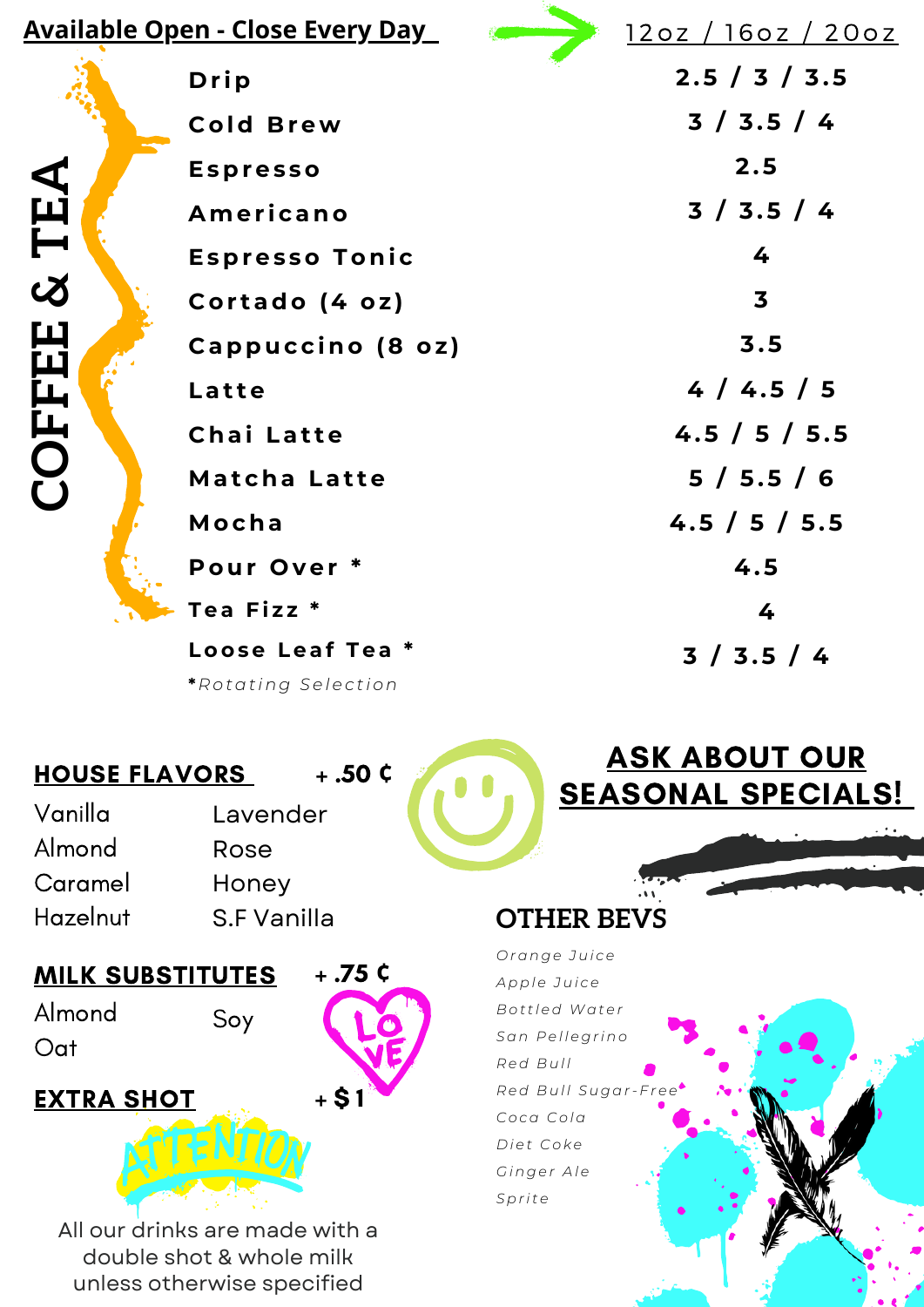**Available Open - Close Every Day**

# COFFEE & TEA

| | 12oz / 16oz / 20oz |
|---|---|
| Drip | 2.5 / 3 / 3.5 |
| Cold Brew | 3 / 3.5 / 4 |
| Espresso | 2.5 |
| Americano | 3 / 3.5 / 4 |
| Espresso Tonic | 4 |
| Cortado (4 oz) | 3 |
| Cappuccino (8 oz) | 3.5 |
| Latte | 4 / 4.5 / 5 |
| Chai Latte | 4.5 / 5 / 5.5 |
| Matcha Latte | 5 / 5.5 / 6 |
| Mocha | 4.5 / 5 / 5.5 |
| Pour Over * | 4.5 |
| Tea Fizz * | 4 |
| Loose Leaf Tea * | 3 / 3.5 / 4 |

**Rotating Selection* (marked *)

## HOUSE FLAVORS + .50 ¢

- Vanilla
- Almond
- Caramel
- Hazelnut
- Lavender
- Rose
- Honey
- S.F Vanilla

## MILK SUBSTITUTES + .75 ¢

- Almond
- Oat
- Soy

## EXTRA SHOT + $1

ATTENTION

All our drinks are made with a double shot & whole milk unless otherwise specified

## ASK ABOUT OUR SEASONAL SPECIALS!

## OTHER BEVS

*Orange Juice*
*Apple Juice*
*Bottled Water*
*San Pellegrino*
*Red Bull*
*Red Bull Sugar-Free*
*Coca Cola*
*Diet Coke*
*Ginger Ale*
*Sprite*